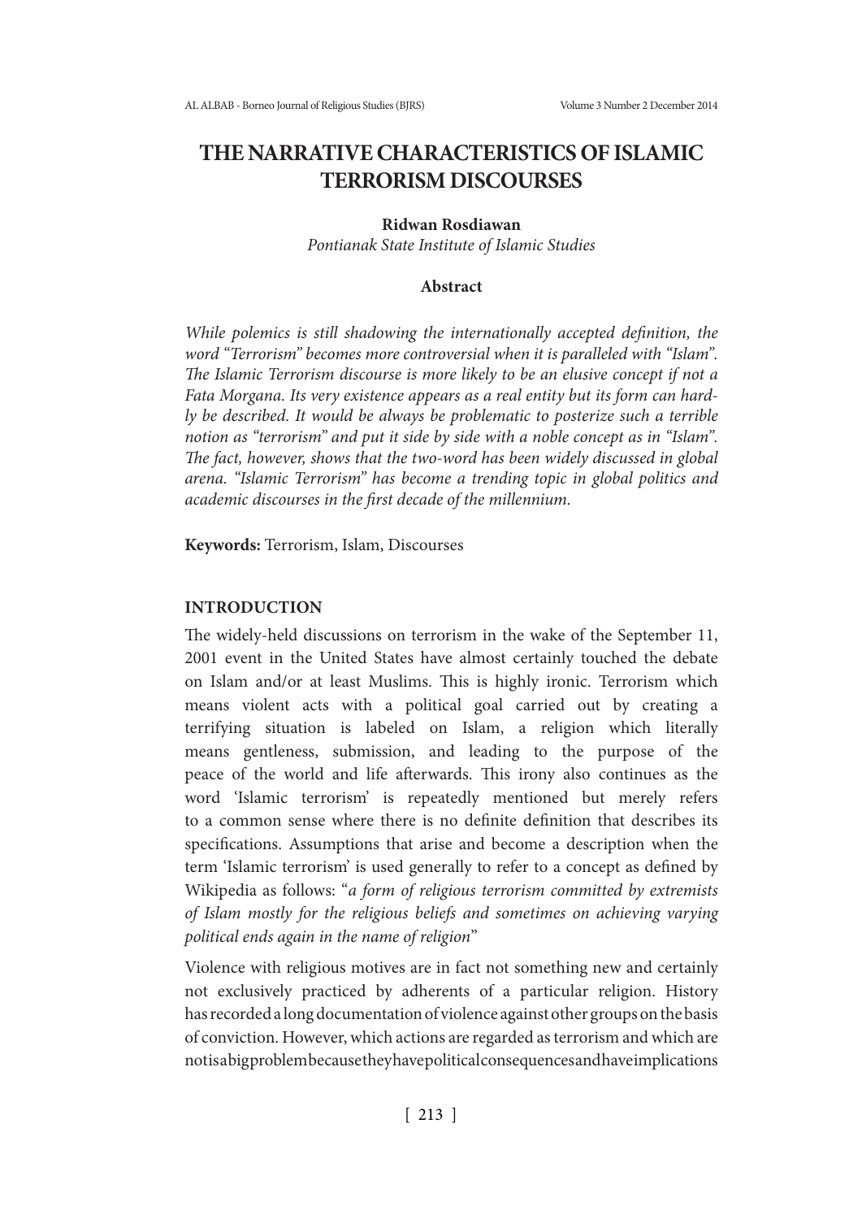# THE NARRATIVE CHARACTERISTICS OF ISLAMIC TERRORISM DISCOURSES

**Ridwan Rosdiawan**
*Pontianak State Institute of Islamic Studies*

**Abstract**

*While polemics is still shadowing the internationally accepted definition, the word "Terrorism" becomes more controversial when it is paralleled with "Islam". The Islamic Terrorism discourse is more likely to be an elusive concept if not a Fata Morgana. Its very existence appears as a real entity but its form can hardly be described. It would be always be problematic to posterize such a terrible notion as "terrorism" and put it side by side with a noble concept as in "Islam". The fact, however, shows that the two-word has been widely discussed in global arena. "Islamic Terrorism" has become a trending topic in global politics and academic discourses in the first decade of the millennium.*

**Keywords:** Terrorism, Islam, Discourses

## INTRODUCTION

The widely-held discussions on terrorism in the wake of the September 11, 2001 event in the United States have almost certainly touched the debate on Islam and/or at least Muslims. This is highly ironic. Terrorism which means violent acts with a political goal carried out by creating a terrifying situation is labeled on Islam, a religion which literally means gentleness, submission, and leading to the purpose of the peace of the world and life afterwards. This irony also continues as the word 'Islamic terrorism' is repeatedly mentioned but merely refers to a common sense where there is no definite definition that describes its specifications. Assumptions that arise and become a description when the term 'Islamic terrorism' is used generally to refer to a concept as defined by Wikipedia as follows: "*a form of religious terrorism committed by extremists of Islam mostly for the religious beliefs and sometimes on achieving varying political ends again in the name of religion*"

Violence with religious motives are in fact not something new and certainly not exclusively practiced by adherents of a particular religion. History has recorded a long documentation of violence against other groups on the basis of conviction. However, which actions are regarded as terrorism and which are not is a big problem because they have political consequences and have implications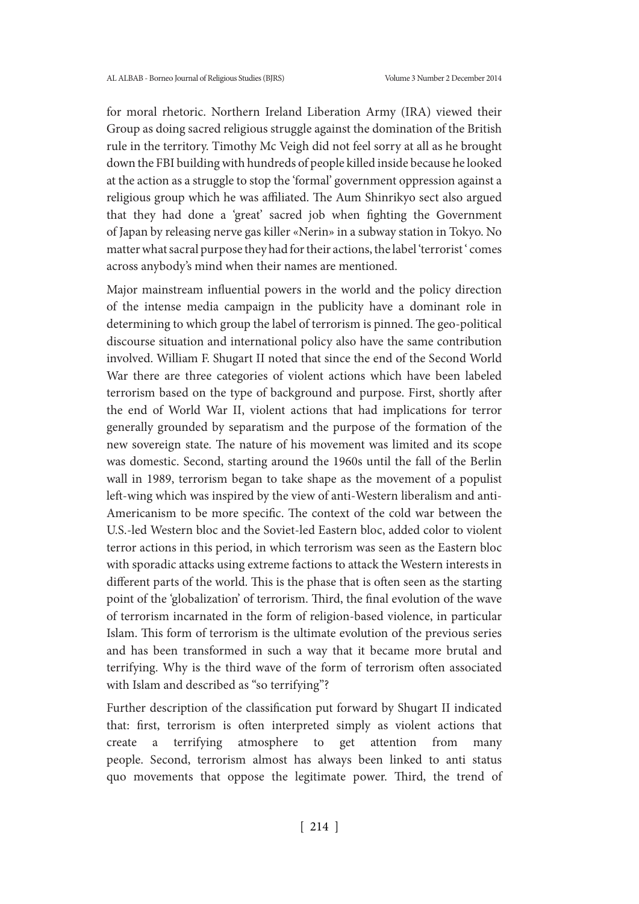for moral rhetoric. Northern Ireland Liberation Army (IRA) viewed their Group as doing sacred religious struggle against the domination of the British rule in the territory. Timothy Mc Veigh did not feel sorry at all as he brought down the FBI building with hundreds of people killed inside because he looked at the action as a struggle to stop the 'formal' government oppression against a religious group which he was affiliated. The Aum Shinrikyo sect also argued that they had done a 'great' sacred job when fighting the Government of Japan by releasing nerve gas killer «Nerin» in a subway station in Tokyo. No matter what sacral purpose they had for their actions, the label 'terrorist' comes across anybody's mind when their names are mentioned.

Major mainstream influential powers in the world and the policy direction of the intense media campaign in the publicity have a dominant role in determining to which group the label of terrorism is pinned. The geo-political discourse situation and international policy also have the same contribution involved. William F. Shugart II noted that since the end of the Second World War there are three categories of violent actions which have been labeled terrorism based on the type of background and purpose. First, shortly after the end of World War II, violent actions that had implications for terror generally grounded by separatism and the purpose of the formation of the new sovereign state. The nature of his movement was limited and its scope was domestic. Second, starting around the 1960s until the fall of the Berlin wall in 1989, terrorism began to take shape as the movement of a populist left-wing which was inspired by the view of anti-Western liberalism and anti-Americanism to be more specific. The context of the cold war between the U.S.-led Western bloc and the Soviet-led Eastern bloc, added color to violent terror actions in this period, in which terrorism was seen as the Eastern bloc with sporadic attacks using extreme factions to attack the Western interests in different parts of the world. This is the phase that is often seen as the starting point of the 'globalization' of terrorism. Third, the final evolution of the wave of terrorism incarnated in the form of religion-based violence, in particular Islam. This form of terrorism is the ultimate evolution of the previous series and has been transformed in such a way that it became more brutal and terrifying. Why is the third wave of the form of terrorism often associated with Islam and described as "so terrifying"?

Further description of the classification put forward by Shugart II indicated that: first, terrorism is often interpreted simply as violent actions that create a terrifying atmosphere to get attention from many people. Second, terrorism almost has always been linked to anti status quo movements that oppose the legitimate power. Third, the trend of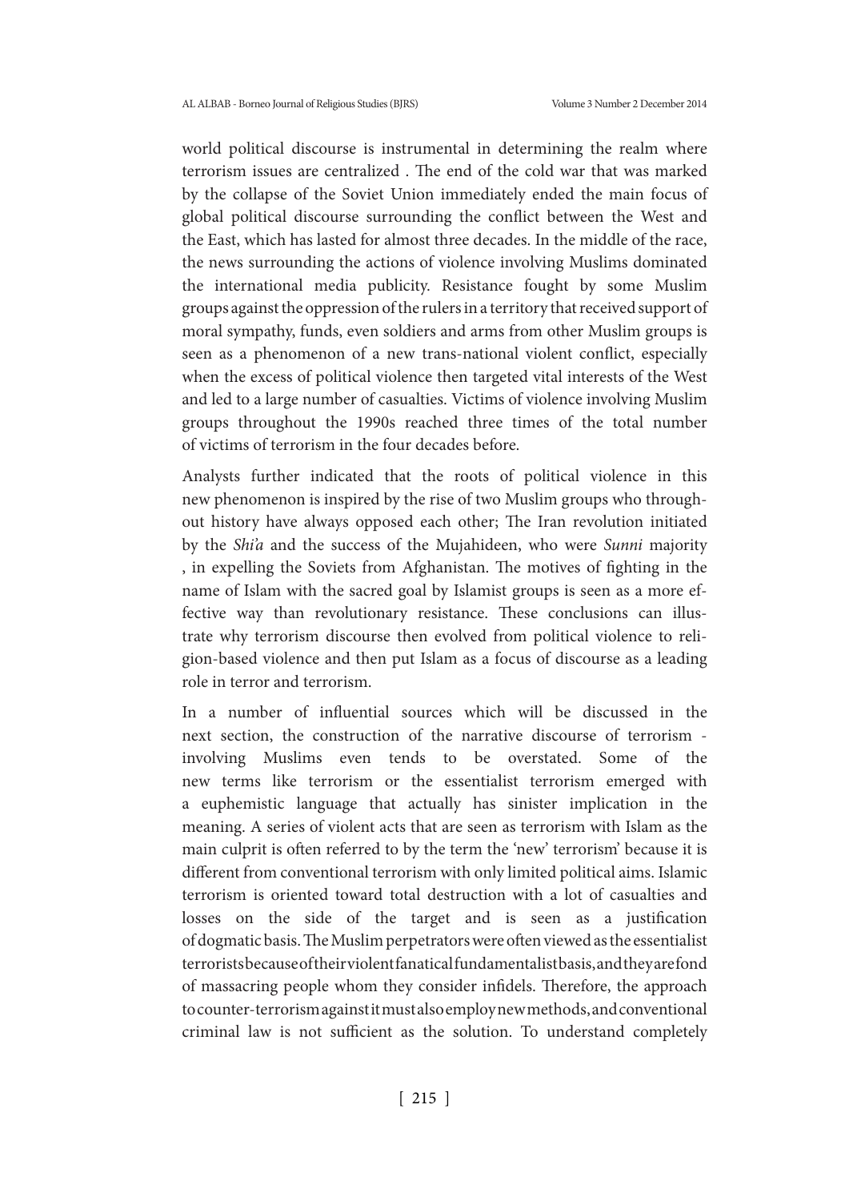world political discourse is instrumental in determining the realm where terrorism issues are centralized . The end of the cold war that was marked by the collapse of the Soviet Union immediately ended the main focus of global political discourse surrounding the conflict between the West and the East, which has lasted for almost three decades. In the middle of the race, the news surrounding the actions of violence involving Muslims dominated the international media publicity. Resistance fought by some Muslim groups against the oppression of the rulers in a territory that received support of moral sympathy, funds, even soldiers and arms from other Muslim groups is seen as a phenomenon of a new trans-national violent conflict, especially when the excess of political violence then targeted vital interests of the West and led to a large number of casualties. Victims of violence involving Muslim groups throughout the 1990s reached three times of the total number of victims of terrorism in the four decades before.

Analysts further indicated that the roots of political violence in this new phenomenon is inspired by the rise of two Muslim groups who throughout history have always opposed each other; The Iran revolution initiated by the *Shi'a* and the success of the Mujahideen, who were *Sunni* majority , in expelling the Soviets from Afghanistan. The motives of fighting in the name of Islam with the sacred goal by Islamist groups is seen as a more effective way than revolutionary resistance. These conclusions can illustrate why terrorism discourse then evolved from political violence to religion-based violence and then put Islam as a focus of discourse as a leading role in terror and terrorism.

In a number of influential sources which will be discussed in the next section, the construction of the narrative discourse of terrorism - involving Muslims even tends to be overstated. Some of the new terms like terrorism or the essentialist terrorism emerged with a euphemistic language that actually has sinister implication in the meaning. A series of violent acts that are seen as terrorism with Islam as the main culprit is often referred to by the term the 'new' terrorism' because it is different from conventional terrorism with only limited political aims. Islamic terrorism is oriented toward total destruction with a lot of casualties and losses on the side of the target and is seen as a justification of dogmatic basis. The Muslim perpetrators were often viewed as the essentialist terrorists because of their violent fanatical fundamentalist basis, and they are fond of massacring people whom they consider infidels. Therefore, the approach to counter-terrorism against it must also employ new methods, and conventional criminal law is not sufficient as the solution. To understand completely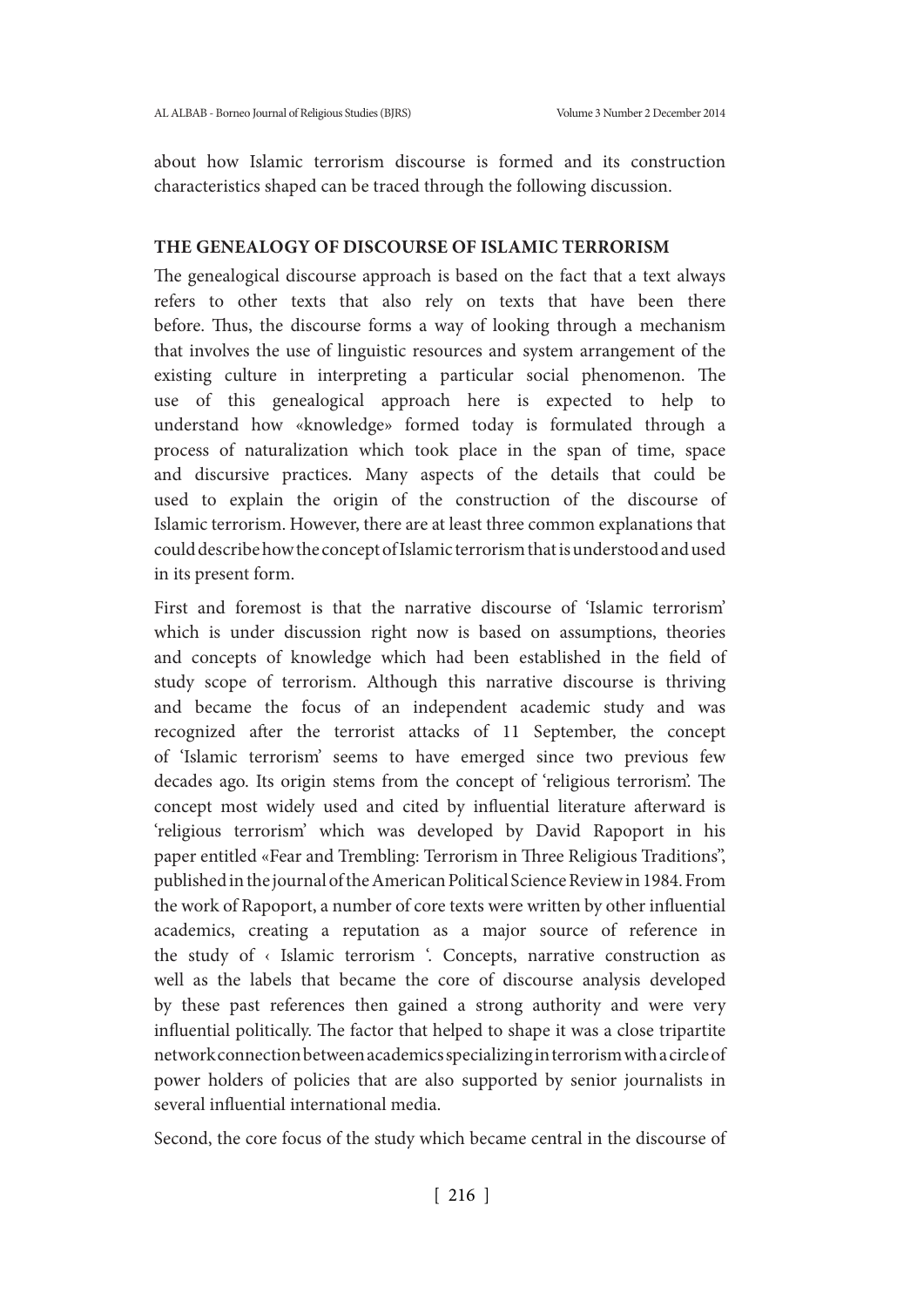about how Islamic terrorism discourse is formed and its construction characteristics shaped can be traced through the following discussion.

## THE GENEALOGY OF DISCOURSE OF ISLAMIC TERRORISM

The genealogical discourse approach is based on the fact that a text always refers to other texts that also rely on texts that have been there before. Thus, the discourse forms a way of looking through a mechanism that involves the use of linguistic resources and system arrangement of the existing culture in interpreting a particular social phenomenon. The use of this genealogical approach here is expected to help to understand how «knowledge» formed today is formulated through a process of naturalization which took place in the span of time, space and discursive practices. Many aspects of the details that could be used to explain the origin of the construction of the discourse of Islamic terrorism. However, there are at least three common explanations that could describe how the concept of Islamic terrorism that is understood and used in its present form.

First and foremost is that the narrative discourse of 'Islamic terrorism' which is under discussion right now is based on assumptions, theories and concepts of knowledge which had been established in the field of study scope of terrorism. Although this narrative discourse is thriving and became the focus of an independent academic study and was recognized after the terrorist attacks of 11 September, the concept of 'Islamic terrorism' seems to have emerged since two previous few decades ago. Its origin stems from the concept of 'religious terrorism'. The concept most widely used and cited by influential literature afterward is 'religious terrorism' which was developed by David Rapoport in his paper entitled «Fear and Trembling: Terrorism in Three Religious Traditions", published in the journal of the American Political Science Review in 1984. From the work of Rapoport, a number of core texts were written by other influential academics, creating a reputation as a major source of reference in the study of ‹ Islamic terrorism '. Concepts, narrative construction as well as the labels that became the core of discourse analysis developed by these past references then gained a strong authority and were very influential politically. The factor that helped to shape it was a close tripartite network connection between academics specializing in terrorism with a circle of power holders of policies that are also supported by senior journalists in several influential international media.

Second, the core focus of the study which became central in the discourse of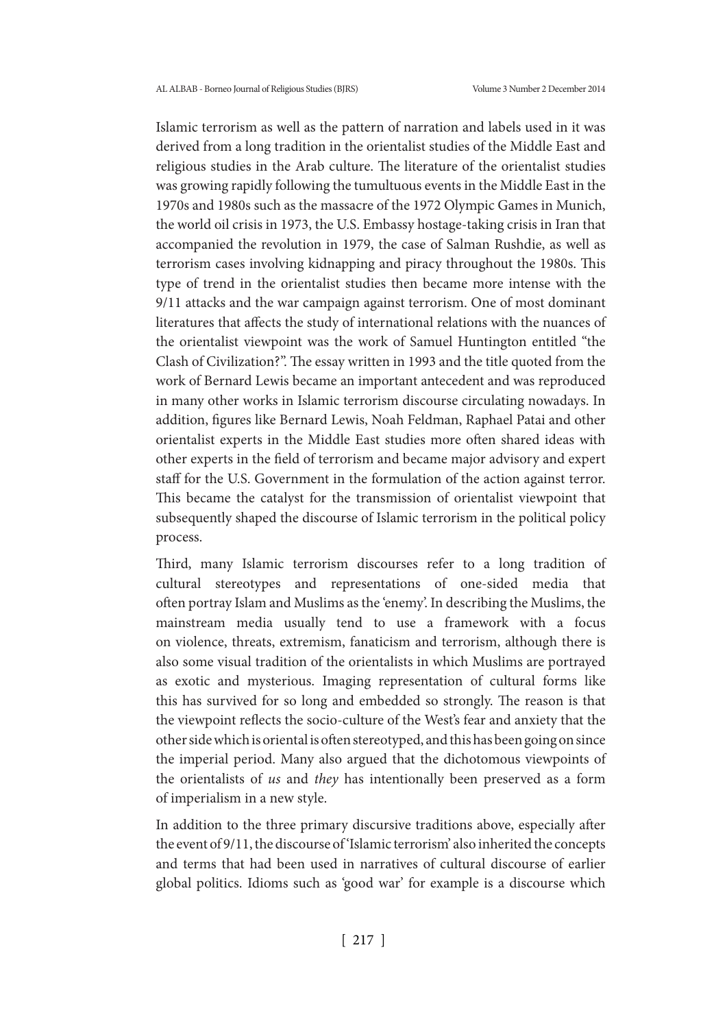Islamic terrorism as well as the pattern of narration and labels used in it was derived from a long tradition in the orientalist studies of the Middle East and religious studies in the Arab culture. The literature of the orientalist studies was growing rapidly following the tumultuous events in the Middle East in the 1970s and 1980s such as the massacre of the 1972 Olympic Games in Munich, the world oil crisis in 1973, the U.S. Embassy hostage-taking crisis in Iran that accompanied the revolution in 1979, the case of Salman Rushdie, as well as terrorism cases involving kidnapping and piracy throughout the 1980s. This type of trend in the orientalist studies then became more intense with the 9/11 attacks and the war campaign against terrorism. One of most dominant literatures that affects the study of international relations with the nuances of the orientalist viewpoint was the work of Samuel Huntington entitled "the Clash of Civilization?". The essay written in 1993 and the title quoted from the work of Bernard Lewis became an important antecedent and was reproduced in many other works in Islamic terrorism discourse circulating nowadays. In addition, figures like Bernard Lewis, Noah Feldman, Raphael Patai and other orientalist experts in the Middle East studies more often shared ideas with other experts in the field of terrorism and became major advisory and expert staff for the U.S. Government in the formulation of the action against terror. This became the catalyst for the transmission of orientalist viewpoint that subsequently shaped the discourse of Islamic terrorism in the political policy process.

Third, many Islamic terrorism discourses refer to a long tradition of cultural stereotypes and representations of one-sided media that often portray Islam and Muslims as the 'enemy'. In describing the Muslims, the mainstream media usually tend to use a framework with a focus on violence, threats, extremism, fanaticism and terrorism, although there is also some visual tradition of the orientalists in which Muslims are portrayed as exotic and mysterious. Imaging representation of cultural forms like this has survived for so long and embedded so strongly. The reason is that the viewpoint reflects the socio-culture of the West's fear and anxiety that the other side which is oriental is often stereotyped, and this has been going on since the imperial period. Many also argued that the dichotomous viewpoints of the orientalists of *us* and *they* has intentionally been preserved as a form of imperialism in a new style.

In addition to the three primary discursive traditions above, especially after the event of 9/11, the discourse of 'Islamic terrorism' also inherited the concepts and terms that had been used in narratives of cultural discourse of earlier global politics. Idioms such as 'good war' for example is a discourse which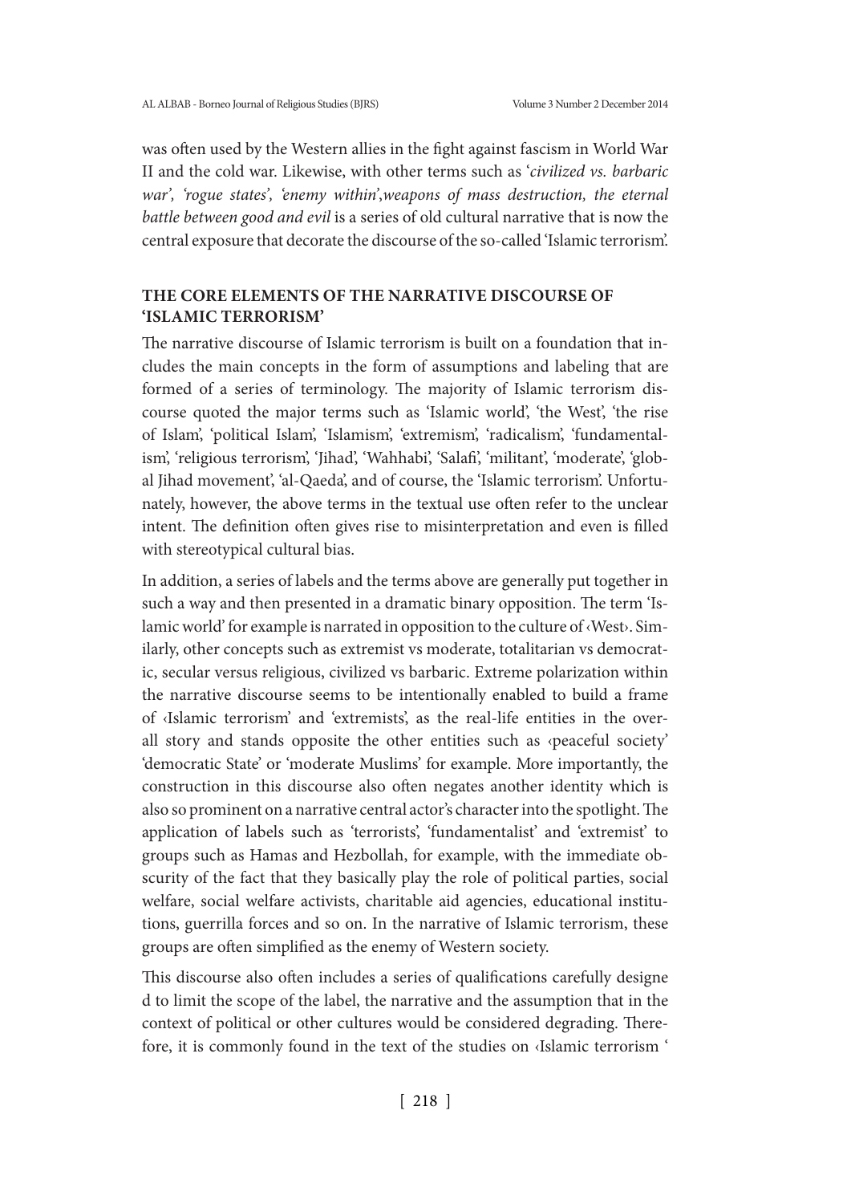was often used by the Western allies in the fight against fascism in World War II and the cold war. Likewise, with other terms such as '*civilized vs. barbaric war', 'rogue states', 'enemy within'*,*weapons of mass destruction, the eternal battle between good and evil* is a series of old cultural narrative that is now the central exposure that decorate the discourse of the so-called 'Islamic terrorism'.

## THE CORE ELEMENTS OF THE NARRATIVE DISCOURSE OF 'ISLAMIC TERRORISM'

The narrative discourse of Islamic terrorism is built on a foundation that includes the main concepts in the form of assumptions and labeling that are formed of a series of terminology. The majority of Islamic terrorism discourse quoted the major terms such as 'Islamic world', 'the West', 'the rise of Islam', 'political Islam', 'Islamism', 'extremism', 'radicalism', 'fundamentalism', 'religious terrorism', 'Jihad', 'Wahhabi', 'Salafi', 'militant', 'moderate', 'global Jihad movement', 'al-Qaeda', and of course, the 'Islamic terrorism'. Unfortunately, however, the above terms in the textual use often refer to the unclear intent. The definition often gives rise to misinterpretation and even is filled with stereotypical cultural bias.

In addition, a series of labels and the terms above are generally put together in such a way and then presented in a dramatic binary opposition. The term 'Islamic world' for example is narrated in opposition to the culture of ‹West›. Similarly, other concepts such as extremist vs moderate, totalitarian vs democratic, secular versus religious, civilized vs barbaric. Extreme polarization within the narrative discourse seems to be intentionally enabled to build a frame of ‹Islamic terrorism' and 'extremists', as the real-life entities in the overall story and stands opposite the other entities such as ‹peaceful society' 'democratic State' or 'moderate Muslims' for example. More importantly, the construction in this discourse also often negates another identity which is also so prominent on a narrative central actor's character into the spotlight. The application of labels such as 'terrorists', 'fundamentalist' and 'extremist' to groups such as Hamas and Hezbollah, for example, with the immediate obscurity of the fact that they basically play the role of political parties, social welfare, social welfare activists, charitable aid agencies, educational institutions, guerrilla forces and so on. In the narrative of Islamic terrorism, these groups are often simplified as the enemy of Western society.

This discourse also often includes a series of qualifications carefully designe d to limit the scope of the label, the narrative and the assumption that in the context of political or other cultures would be considered degrading. Therefore, it is commonly found in the text of the studies on ‹Islamic terrorism '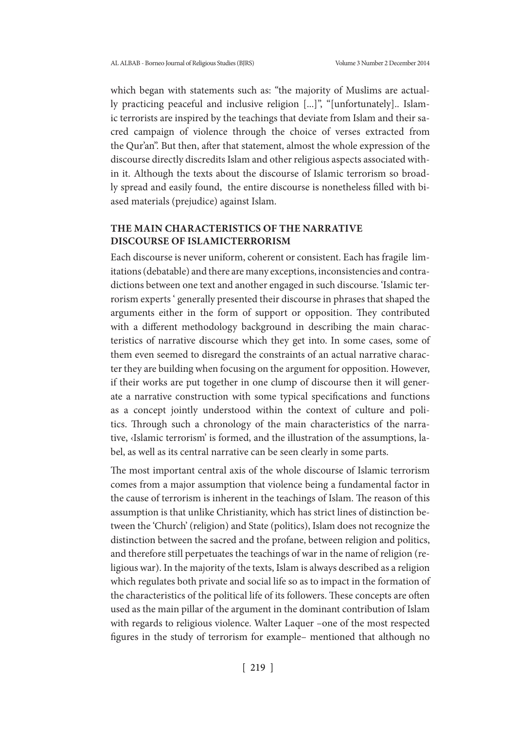which began with statements such as: "the majority of Muslims are actually practicing peaceful and inclusive religion [...]", "[unfortunately].. Islamic terrorists are inspired by the teachings that deviate from Islam and their sacred campaign of violence through the choice of verses extracted from the Qur'an". But then, after that statement, almost the whole expression of the discourse directly discredits Islam and other religious aspects associated within it. Although the texts about the discourse of Islamic terrorism so broadly spread and easily found, the entire discourse is nonetheless filled with biased materials (prejudice) against Islam.

## THE MAIN CHARACTERISTICS OF THE NARRATIVE DISCOURSE OF ISLAMICTERRORISM

Each discourse is never uniform, coherent or consistent. Each has fragile limitations (debatable) and there are many exceptions, inconsistencies and contradictions between one text and another engaged in such discourse. 'Islamic terrorism experts ' generally presented their discourse in phrases that shaped the arguments either in the form of support or opposition. They contributed with a different methodology background in describing the main characteristics of narrative discourse which they get into. In some cases, some of them even seemed to disregard the constraints of an actual narrative character they are building when focusing on the argument for opposition. However, if their works are put together in one clump of discourse then it will generate a narrative construction with some typical specifications and functions as a concept jointly understood within the context of culture and politics. Through such a chronology of the main characteristics of the narrative, ‹Islamic terrorism' is formed, and the illustration of the assumptions, label, as well as its central narrative can be seen clearly in some parts.

The most important central axis of the whole discourse of Islamic terrorism comes from a major assumption that violence being a fundamental factor in the cause of terrorism is inherent in the teachings of Islam. The reason of this assumption is that unlike Christianity, which has strict lines of distinction between the 'Church' (religion) and State (politics), Islam does not recognize the distinction between the sacred and the profane, between religion and politics, and therefore still perpetuates the teachings of war in the name of religion (religious war). In the majority of the texts, Islam is always described as a religion which regulates both private and social life so as to impact in the formation of the characteristics of the political life of its followers. These concepts are often used as the main pillar of the argument in the dominant contribution of Islam with regards to religious violence. Walter Laquer –one of the most respected figures in the study of terrorism for example– mentioned that although no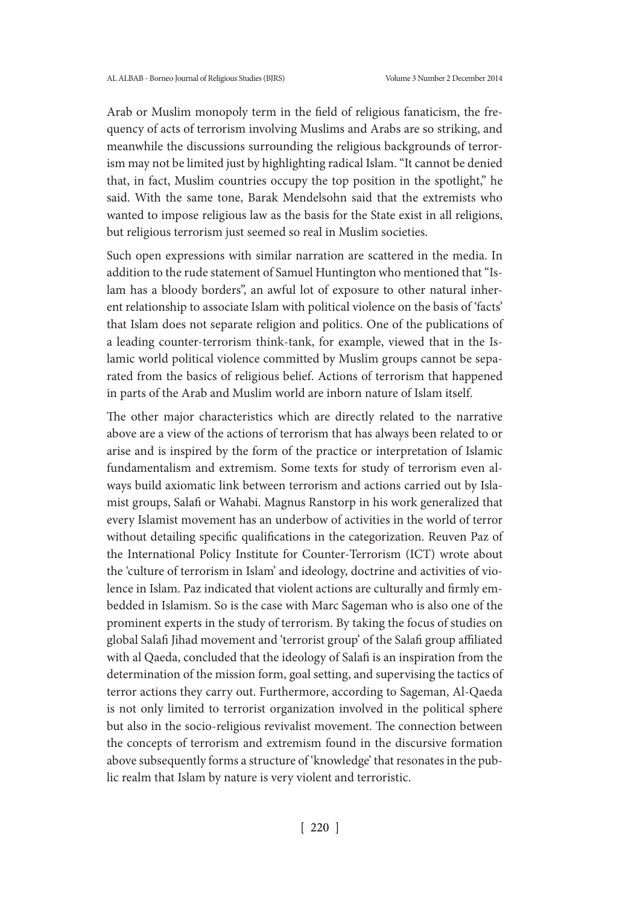Arab or Muslim monopoly term in the field of religious fanaticism, the frequency of acts of terrorism involving Muslims and Arabs are so striking, and meanwhile the discussions surrounding the religious backgrounds of terrorism may not be limited just by highlighting radical Islam. "It cannot be denied that, in fact, Muslim countries occupy the top position in the spotlight," he said. With the same tone, Barak Mendelsohn said that the extremists who wanted to impose religious law as the basis for the State exist in all religions, but religious terrorism just seemed so real in Muslim societies.

Such open expressions with similar narration are scattered in the media. In addition to the rude statement of Samuel Huntington who mentioned that "Islam has a bloody borders", an awful lot of exposure to other natural inherent relationship to associate Islam with political violence on the basis of 'facts' that Islam does not separate religion and politics. One of the publications of a leading counter-terrorism think-tank, for example, viewed that in the Islamic world political violence committed by Muslim groups cannot be separated from the basics of religious belief. Actions of terrorism that happened in parts of the Arab and Muslim world are inborn nature of Islam itself.

The other major characteristics which are directly related to the narrative above are a view of the actions of terrorism that has always been related to or arise and is inspired by the form of the practice or interpretation of Islamic fundamentalism and extremism. Some texts for study of terrorism even always build axiomatic link between terrorism and actions carried out by Islamist groups, Salafi or Wahabi. Magnus Ranstorp in his work generalized that every Islamist movement has an underbow of activities in the world of terror without detailing specific qualifications in the categorization. Reuven Paz of the International Policy Institute for Counter-Terrorism (ICT) wrote about the 'culture of terrorism in Islam' and ideology, doctrine and activities of violence in Islam. Paz indicated that violent actions are culturally and firmly embedded in Islamism. So is the case with Marc Sageman who is also one of the prominent experts in the study of terrorism. By taking the focus of studies on global Salafi Jihad movement and 'terrorist group' of the Salafi group affiliated with al Qaeda, concluded that the ideology of Salafi is an inspiration from the determination of the mission form, goal setting, and supervising the tactics of terror actions they carry out. Furthermore, according to Sageman, Al-Qaeda is not only limited to terrorist organization involved in the political sphere but also in the socio-religious revivalist movement. The connection between the concepts of terrorism and extremism found in the discursive formation above subsequently forms a structure of 'knowledge' that resonates in the public realm that Islam by nature is very violent and terroristic.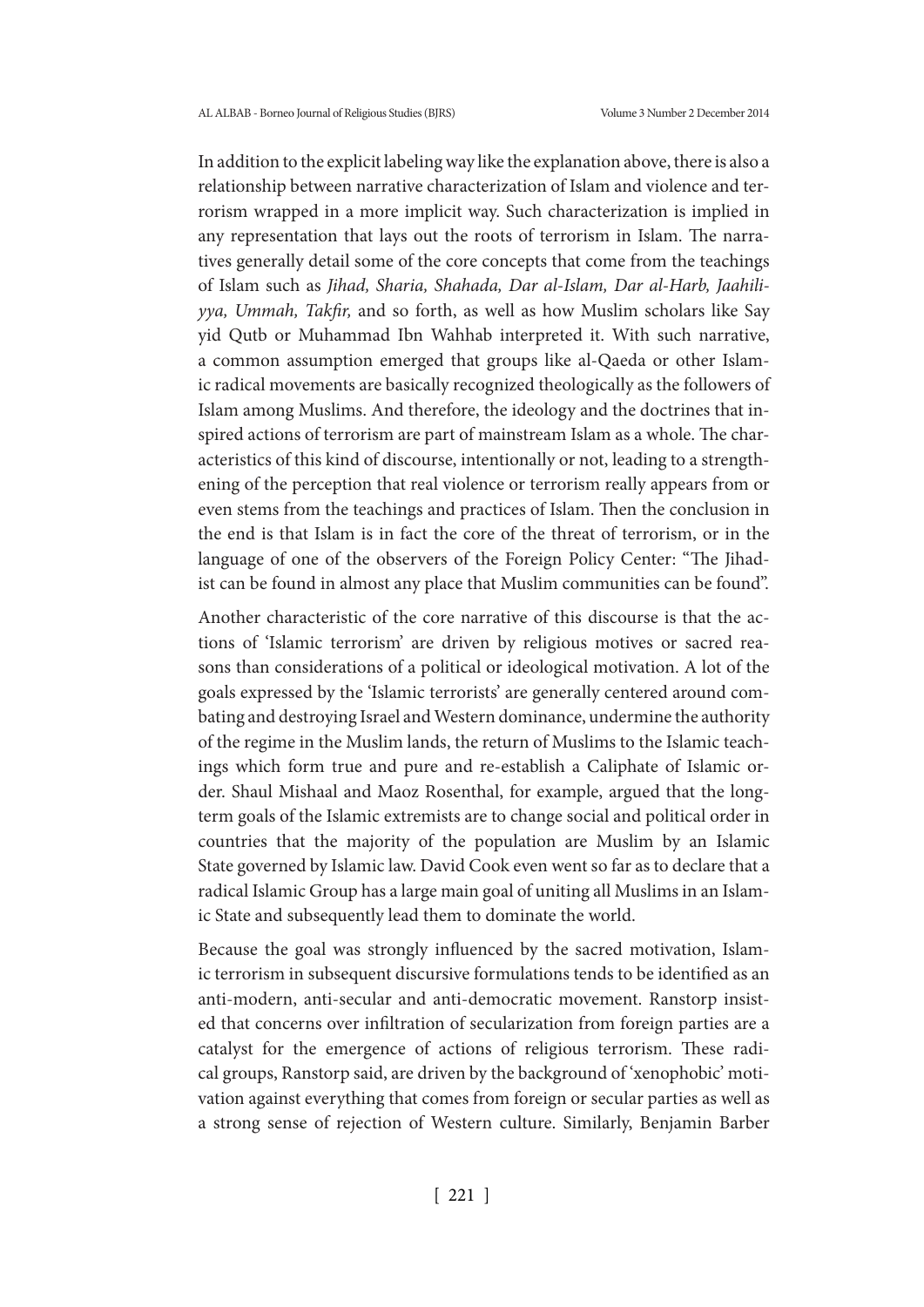In addition to the explicit labeling way like the explanation above, there is also a relationship between narrative characterization of Islam and violence and terrorism wrapped in a more implicit way. Such characterization is implied in any representation that lays out the roots of terrorism in Islam. The narratives generally detail some of the core concepts that come from the teachings of Islam such as *Jihad, Sharia, Shahada, Dar al-Islam, Dar al-Harb, Jaahiliyya, Ummah, Takfir,* and so forth, as well as how Muslim scholars like Say yid Qutb or Muhammad Ibn Wahhab interpreted it. With such narrative, a common assumption emerged that groups like al-Qaeda or other Islamic radical movements are basically recognized theologically as the followers of Islam among Muslims. And therefore, the ideology and the doctrines that inspired actions of terrorism are part of mainstream Islam as a whole. The characteristics of this kind of discourse, intentionally or not, leading to a strengthening of the perception that real violence or terrorism really appears from or even stems from the teachings and practices of Islam. Then the conclusion in the end is that Islam is in fact the core of the threat of terrorism, or in the language of one of the observers of the Foreign Policy Center: "The Jihadist can be found in almost any place that Muslim communities can be found".

Another characteristic of the core narrative of this discourse is that the actions of 'Islamic terrorism' are driven by religious motives or sacred reasons than considerations of a political or ideological motivation. A lot of the goals expressed by the 'Islamic terrorists' are generally centered around combating and destroying Israel and Western dominance, undermine the authority of the regime in the Muslim lands, the return of Muslims to the Islamic teachings which form true and pure and re-establish a Caliphate of Islamic order. Shaul Mishaal and Maoz Rosenthal, for example, argued that the long-term goals of the Islamic extremists are to change social and political order in countries that the majority of the population are Muslim by an Islamic State governed by Islamic law. David Cook even went so far as to declare that a radical Islamic Group has a large main goal of uniting all Muslims in an Islamic State and subsequently lead them to dominate the world.

Because the goal was strongly influenced by the sacred motivation, Islamic terrorism in subsequent discursive formulations tends to be identified as an anti-modern, anti-secular and anti-democratic movement. Ranstorp insisted that concerns over infiltration of secularization from foreign parties are a catalyst for the emergence of actions of religious terrorism. These radical groups, Ranstorp said, are driven by the background of 'xenophobic' motivation against everything that comes from foreign or secular parties as well as a strong sense of rejection of Western culture. Similarly, Benjamin Barber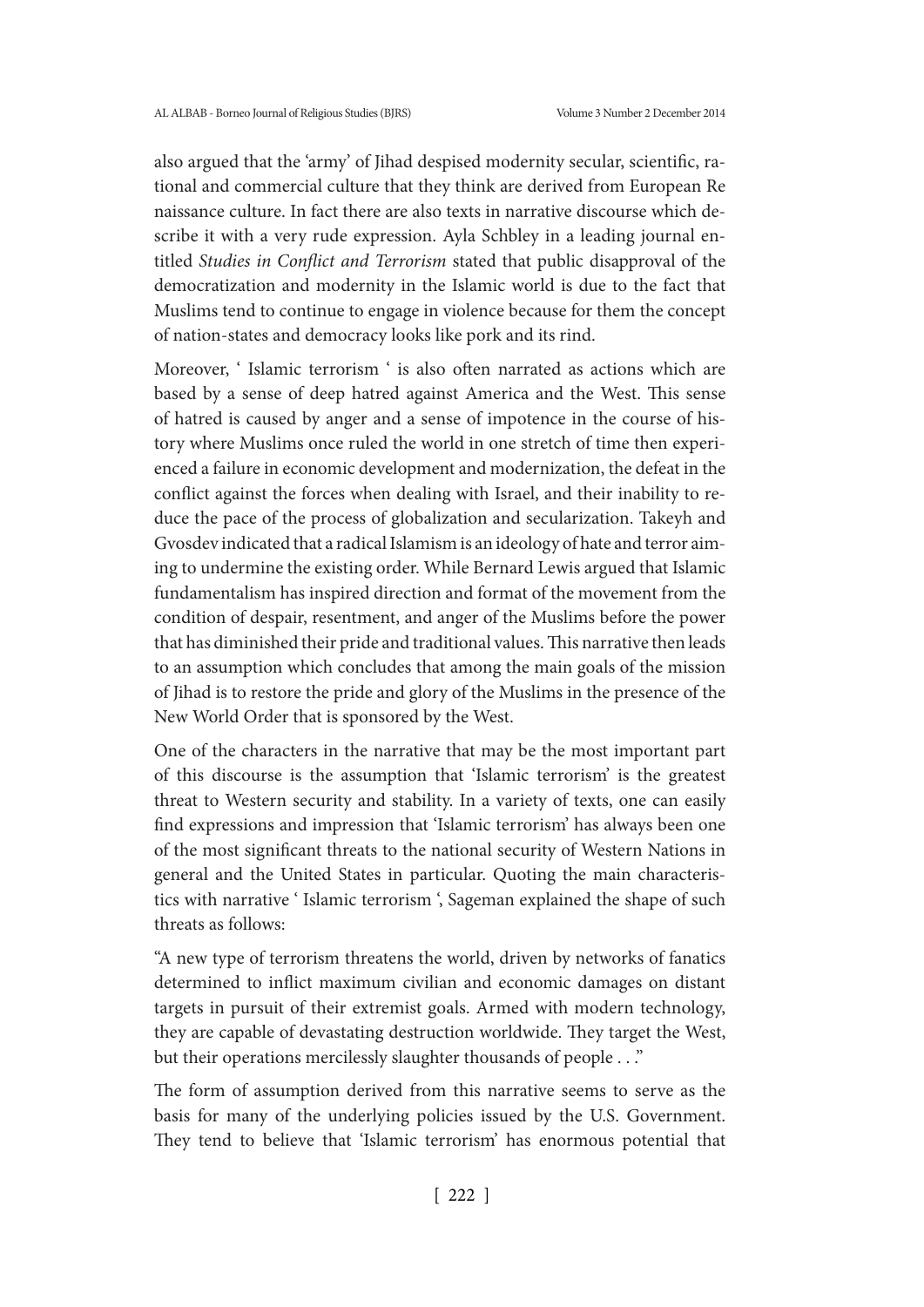also argued that the 'army' of Jihad despised modernity secular, scientific, rational and commercial culture that they think are derived from European Re naissance culture. In fact there are also texts in narrative discourse which describe it with a very rude expression. Ayla Schbley in a leading journal entitled *Studies in Conflict and Terrorism* stated that public disapproval of the democratization and modernity in the Islamic world is due to the fact that Muslims tend to continue to engage in violence because for them the concept of nation-states and democracy looks like pork and its rind.

Moreover, ' Islamic terrorism ' is also often narrated as actions which are based by a sense of deep hatred against America and the West. This sense of hatred is caused by anger and a sense of impotence in the course of history where Muslims once ruled the world in one stretch of time then experienced a failure in economic development and modernization, the defeat in the conflict against the forces when dealing with Israel, and their inability to reduce the pace of the process of globalization and secularization. Takeyh and Gvosdev indicated that a radical Islamism is an ideology of hate and terror aiming to undermine the existing order. While Bernard Lewis argued that Islamic fundamentalism has inspired direction and format of the movement from the condition of despair, resentment, and anger of the Muslims before the power that has diminished their pride and traditional values. This narrative then leads to an assumption which concludes that among the main goals of the mission of Jihad is to restore the pride and glory of the Muslims in the presence of the New World Order that is sponsored by the West.

One of the characters in the narrative that may be the most important part of this discourse is the assumption that 'Islamic terrorism' is the greatest threat to Western security and stability. In a variety of texts, one can easily find expressions and impression that 'Islamic terrorism' has always been one of the most significant threats to the national security of Western Nations in general and the United States in particular. Quoting the main characteristics with narrative ' Islamic terrorism ', Sageman explained the shape of such threats as follows:

"A new type of terrorism threatens the world, driven by networks of fanatics determined to inflict maximum civilian and economic damages on distant targets in pursuit of their extremist goals. Armed with modern technology, they are capable of devastating destruction worldwide. They target the West, but their operations mercilessly slaughter thousands of people . . ."

The form of assumption derived from this narrative seems to serve as the basis for many of the underlying policies issued by the U.S. Government. They tend to believe that 'Islamic terrorism' has enormous potential that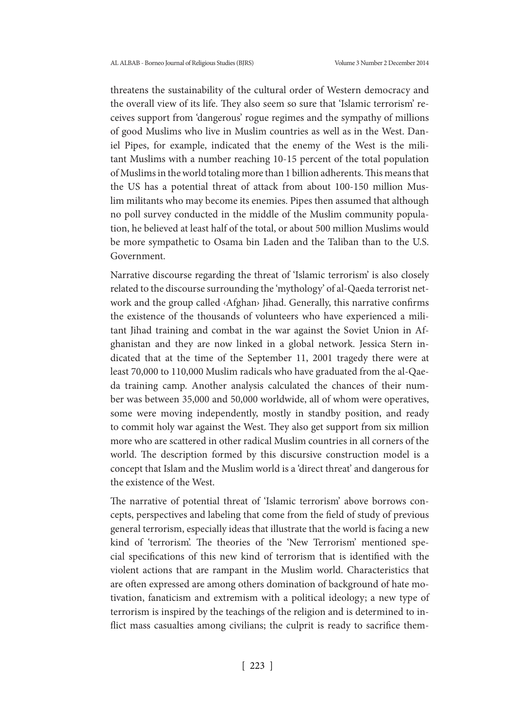threatens the sustainability of the cultural order of Western democracy and the overall view of its life. They also seem so sure that 'Islamic terrorism' receives support from 'dangerous' rogue regimes and the sympathy of millions of good Muslims who live in Muslim countries as well as in the West. Daniel Pipes, for example, indicated that the enemy of the West is the militant Muslims with a number reaching 10-15 percent of the total population of Muslims in the world totaling more than 1 billion adherents. This means that the US has a potential threat of attack from about 100-150 million Muslim militants who may become its enemies. Pipes then assumed that although no poll survey conducted in the middle of the Muslim community population, he believed at least half of the total, or about 500 million Muslims would be more sympathetic to Osama bin Laden and the Taliban than to the U.S. Government.

Narrative discourse regarding the threat of 'Islamic terrorism' is also closely related to the discourse surrounding the 'mythology' of al-Qaeda terrorist network and the group called ‹Afghan› Jihad. Generally, this narrative confirms the existence of the thousands of volunteers who have experienced a militant Jihad training and combat in the war against the Soviet Union in Afghanistan and they are now linked in a global network. Jessica Stern indicated that at the time of the September 11, 2001 tragedy there were at least 70,000 to 110,000 Muslim radicals who have graduated from the al-Qaeda training camp. Another analysis calculated the chances of their number was between 35,000 and 50,000 worldwide, all of whom were operatives, some were moving independently, mostly in standby position, and ready to commit holy war against the West. They also get support from six million more who are scattered in other radical Muslim countries in all corners of the world. The description formed by this discursive construction model is a concept that Islam and the Muslim world is a 'direct threat' and dangerous for the existence of the West.

The narrative of potential threat of 'Islamic terrorism' above borrows concepts, perspectives and labeling that come from the field of study of previous general terrorism, especially ideas that illustrate that the world is facing a new kind of 'terrorism'. The theories of the 'New Terrorism' mentioned special specifications of this new kind of terrorism that is identified with the violent actions that are rampant in the Muslim world. Characteristics that are often expressed are among others domination of background of hate motivation, fanaticism and extremism with a political ideology; a new type of terrorism is inspired by the teachings of the religion and is determined to inflict mass casualties among civilians; the culprit is ready to sacrifice them-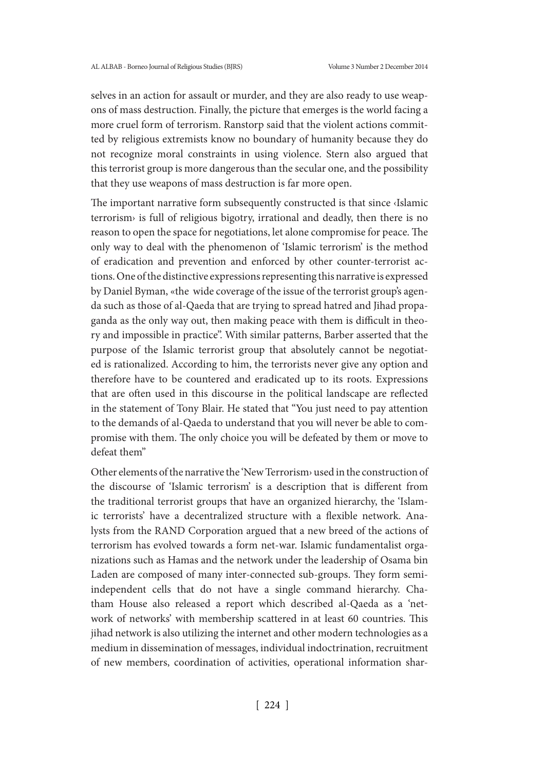selves in an action for assault or murder, and they are also ready to use weapons of mass destruction. Finally, the picture that emerges is the world facing a more cruel form of terrorism. Ranstorp said that the violent actions committed by religious extremists know no boundary of humanity because they do not recognize moral constraints in using violence. Stern also argued that this terrorist group is more dangerous than the secular one, and the possibility that they use weapons of mass destruction is far more open.

The important narrative form subsequently constructed is that since ‹Islamic terrorism› is full of religious bigotry, irrational and deadly, then there is no reason to open the space for negotiations, let alone compromise for peace. The only way to deal with the phenomenon of 'Islamic terrorism' is the method of eradication and prevention and enforced by other counter-terrorist actions. One of the distinctive expressions representing this narrative is expressed by Daniel Byman, «the wide coverage of the issue of the terrorist group's agenda such as those of al-Qaeda that are trying to spread hatred and Jihad propaganda as the only way out, then making peace with them is difficult in theory and impossible in practice". With similar patterns, Barber asserted that the purpose of the Islamic terrorist group that absolutely cannot be negotiated is rationalized. According to him, the terrorists never give any option and therefore have to be countered and eradicated up to its roots. Expressions that are often used in this discourse in the political landscape are reflected in the statement of Tony Blair. He stated that "You just need to pay attention to the demands of al-Qaeda to understand that you will never be able to compromise with them. The only choice you will be defeated by them or move to defeat them"

Other elements of the narrative the 'New Terrorism› used in the construction of the discourse of 'Islamic terrorism' is a description that is different from the traditional terrorist groups that have an organized hierarchy, the 'Islamic terrorists' have a decentralized structure with a flexible network. Analysts from the RAND Corporation argued that a new breed of the actions of terrorism has evolved towards a form net-war. Islamic fundamentalist organizations such as Hamas and the network under the leadership of Osama bin Laden are composed of many inter-connected sub-groups. They form semi-independent cells that do not have a single command hierarchy. Chatham House also released a report which described al-Qaeda as a 'network of networks' with membership scattered in at least 60 countries. This jihad network is also utilizing the internet and other modern technologies as a medium in dissemination of messages, individual indoctrination, recruitment of new members, coordination of activities, operational information shar-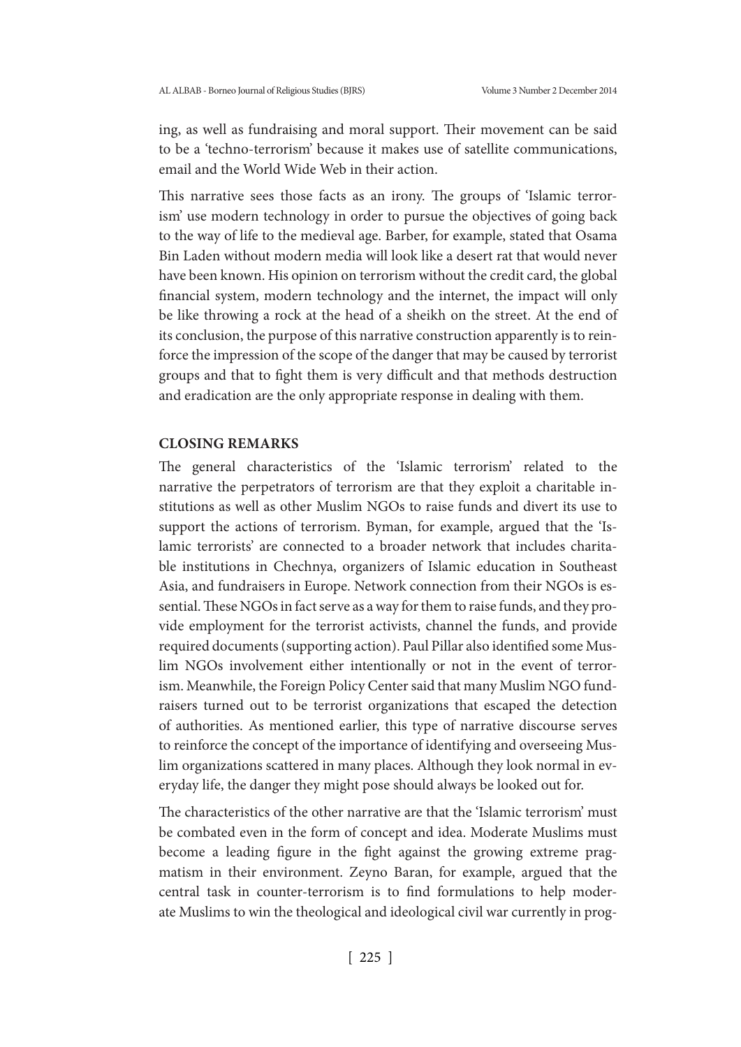ing, as well as fundraising and moral support. Their movement can be said to be a 'techno-terrorism' because it makes use of satellite communications, email and the World Wide Web in their action.

This narrative sees those facts as an irony. The groups of 'Islamic terrorism' use modern technology in order to pursue the objectives of going back to the way of life to the medieval age. Barber, for example, stated that Osama Bin Laden without modern media will look like a desert rat that would never have been known. His opinion on terrorism without the credit card, the global financial system, modern technology and the internet, the impact will only be like throwing a rock at the head of a sheikh on the street. At the end of its conclusion, the purpose of this narrative construction apparently is to reinforce the impression of the scope of the danger that may be caused by terrorist groups and that to fight them is very difficult and that methods destruction and eradication are the only appropriate response in dealing with them.

## CLOSING REMARKS

The general characteristics of the 'Islamic terrorism' related to the narrative the perpetrators of terrorism are that they exploit a charitable institutions as well as other Muslim NGOs to raise funds and divert its use to support the actions of terrorism. Byman, for example, argued that the 'Islamic terrorists' are connected to a broader network that includes charitable institutions in Chechnya, organizers of Islamic education in Southeast Asia, and fundraisers in Europe. Network connection from their NGOs is essential. These NGOs in fact serve as a way for them to raise funds, and they provide employment for the terrorist activists, channel the funds, and provide required documents (supporting action). Paul Pillar also identified some Muslim NGOs involvement either intentionally or not in the event of terrorism. Meanwhile, the Foreign Policy Center said that many Muslim NGO fundraisers turned out to be terrorist organizations that escaped the detection of authorities. As mentioned earlier, this type of narrative discourse serves to reinforce the concept of the importance of identifying and overseeing Muslim organizations scattered in many places. Although they look normal in everyday life, the danger they might pose should always be looked out for.

The characteristics of the other narrative are that the 'Islamic terrorism' must be combated even in the form of concept and idea. Moderate Muslims must become a leading figure in the fight against the growing extreme pragmatism in their environment. Zeyno Baran, for example, argued that the central task in counter-terrorism is to find formulations to help moderate Muslims to win the theological and ideological civil war currently in prog-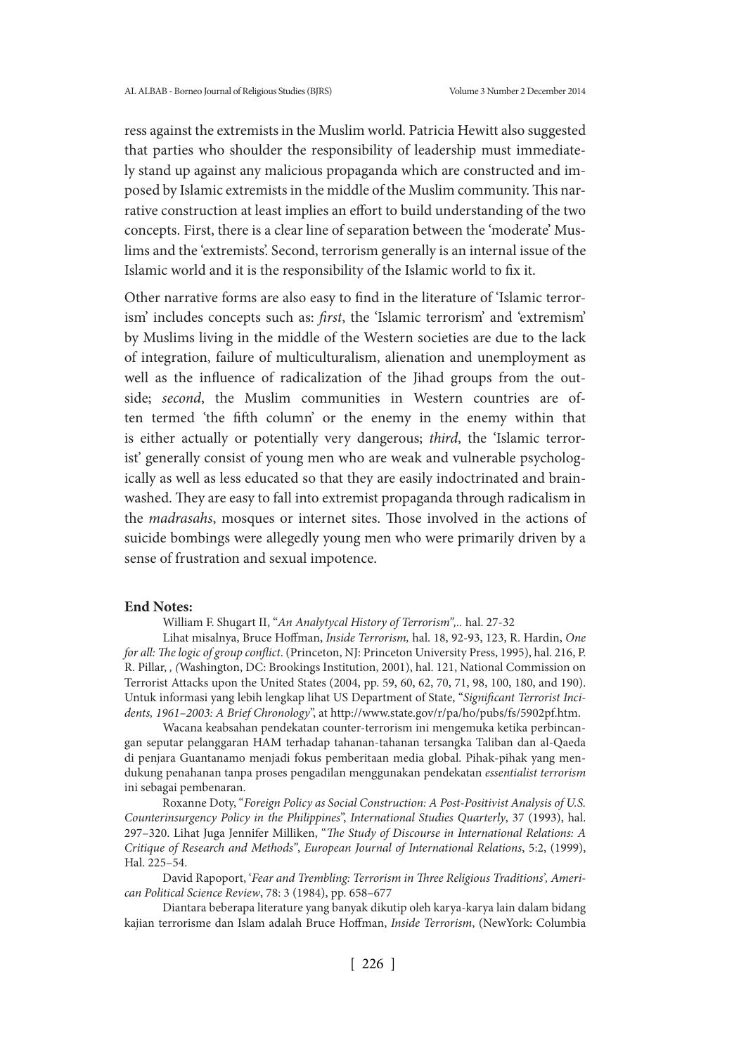ress against the extremists in the Muslim world. Patricia Hewitt also suggested that parties who shoulder the responsibility of leadership must immediately stand up against any malicious propaganda which are constructed and imposed by Islamic extremists in the middle of the Muslim community. This narrative construction at least implies an effort to build understanding of the two concepts. First, there is a clear line of separation between the 'moderate' Muslims and the 'extremists'. Second, terrorism generally is an internal issue of the Islamic world and it is the responsibility of the Islamic world to fix it.

Other narrative forms are also easy to find in the literature of 'Islamic terrorism' includes concepts such as: *first*, the 'Islamic terrorism' and 'extremism' by Muslims living in the middle of the Western societies are due to the lack of integration, failure of multiculturalism, alienation and unemployment as well as the influence of radicalization of the Jihad groups from the outside; *second*, the Muslim communities in Western countries are often termed 'the fifth column' or the enemy in the enemy within that is either actually or potentially very dangerous; *third*, the 'Islamic terrorist' generally consist of young men who are weak and vulnerable psychologically as well as less educated so that they are easily indoctrinated and brainwashed. They are easy to fall into extremist propaganda through radicalism in the *madrasahs*, mosques or internet sites. Those involved in the actions of suicide bombings were allegedly young men who were primarily driven by a sense of frustration and sexual impotence.

**End Notes:**

William F. Shugart II, "*An Analytycal History of Terrorism*",.. hal. 27-32

Lihat misalnya, Bruce Hoffman, *Inside Terrorism,* hal. 18, 92-93, 123, R. Hardin, *One for all: The logic of group conflict*. (Princeton, NJ: Princeton University Press, 1995), hal. 216, P. R. Pillar, *, (*Washington, DC: Brookings Institution, 2001), hal. 121, National Commission on Terrorist Attacks upon the United States (2004, pp. 59, 60, 62, 70, 71, 98, 100, 180, and 190). Untuk informasi yang lebih lengkap lihat US Department of State, "*Significant Terrorist Incidents, 1961–2003: A Brief Chronology*", at http://www.state.gov/r/pa/ho/pubs/fs/5902pf.htm.

Wacana keabsahan pendekatan counter-terrorism ini mengemuka ketika perbincangan seputar pelanggaran HAM terhadap tahanan-tahanan tersangka Taliban dan al-Qaeda di penjara Guantanamo menjadi fokus pemberitaan media global. Pihak-pihak yang mendukung penahanan tanpa proses pengadilan menggunakan pendekatan *essentialist terrorism* ini sebagai pembenaran.

Roxanne Doty, "*Foreign Policy as Social Construction: A Post-Positivist Analysis of U.S. Counterinsurgency Policy in the Philippines*", *International Studies Quarterly*, 37 (1993), hal. 297–320. Lihat Juga Jennifer Milliken, "*The Study of Discourse in International Relations: A Critique of Research and Methods*", *European Journal of International Relations*, 5:2, (1999), Hal. 225–54.

David Rapoport, '*Fear and Trembling: Terrorism in Three Religious Traditions', American Political Science Review*, 78: 3 (1984), pp. 658–677

Diantara beberapa literature yang banyak dikutip oleh karya-karya lain dalam bidang kajian terrorisme dan Islam adalah Bruce Hoffman, *Inside Terrorism*, (NewYork: Columbia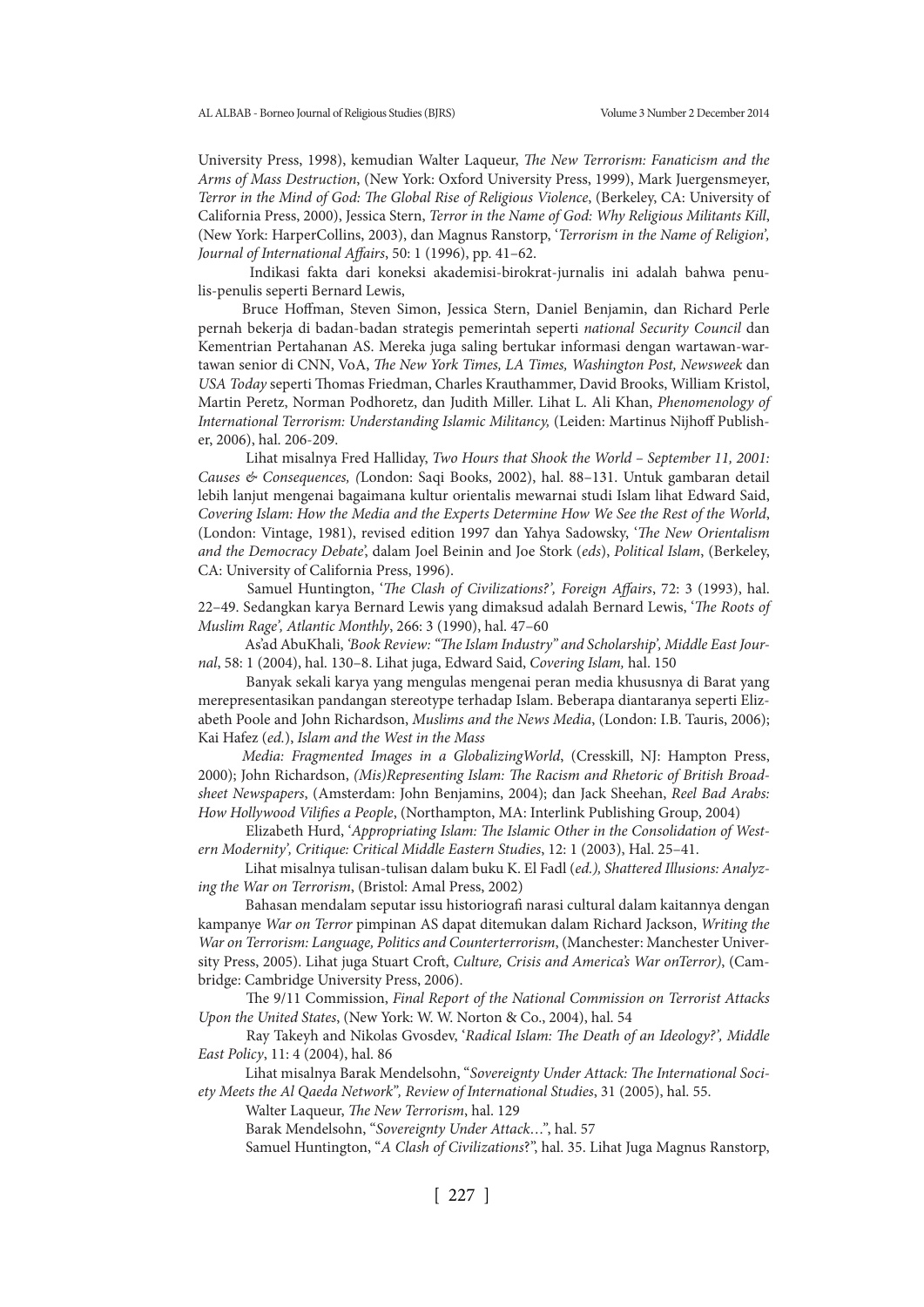University Press, 1998), kemudian Walter Laqueur, *The New Terrorism: Fanaticism and the Arms of Mass Destruction*, (New York: Oxford University Press, 1999), Mark Juergensmeyer, *Terror in the Mind of God: The Global Rise of Religious Violence*, (Berkeley, CA: University of California Press, 2000), Jessica Stern, *Terror in the Name of God: Why Religious Militants Kill*, (New York: HarperCollins, 2003), dan Magnus Ranstorp, '*Terrorism in the Name of Religion', Journal of International Affairs*, 50: 1 (1996), pp. 41–62.

Indikasi fakta dari koneksi akademisi-birokrat-jurnalis ini adalah bahwa penulis-penulis seperti Bernard Lewis,

Bruce Hoffman, Steven Simon, Jessica Stern, Daniel Benjamin, dan Richard Perle pernah bekerja di badan-badan strategis pemerintah seperti *national Security Council* dan Kementrian Pertahanan AS. Mereka juga saling bertukar informasi dengan wartawan-wartawan senior di CNN, VoA, *The New York Times, LA Times, Washington Post, Newsweek* dan *USA Today* seperti Thomas Friedman, Charles Krauthammer, David Brooks, William Kristol, Martin Peretz, Norman Podhoretz, dan Judith Miller. Lihat L. Ali Khan, *Phenomenology of International Terrorism: Understanding Islamic Militancy,* (Leiden: Martinus Nijhoff Publisher, 2006), hal. 206-209.

Lihat misalnya Fred Halliday, *Two Hours that Shook the World – September 11, 2001: Causes & Consequences, (*London: Saqi Books, 2002), hal. 88–131. Untuk gambaran detail lebih lanjut mengenai bagaimana kultur orientalis mewarnai studi Islam lihat Edward Said, *Covering Islam: How the Media and the Experts Determine How We See the Rest of the World*, (London: Vintage, 1981), revised edition 1997 dan Yahya Sadowsky, '*The New Orientalism and the Democracy Debate*', dalam Joel Beinin and Joe Stork (*eds*), *Political Islam*, (Berkeley, CA: University of California Press, 1996).

Samuel Huntington, '*The Clash of Civilizations?', Foreign Affairs*, 72: 3 (1993), hal. 22–49. Sedangkan karya Bernard Lewis yang dimaksud adalah Bernard Lewis, '*The Roots of Muslim Rage', Atlantic Monthly*, 266: 3 (1990), hal. 47–60

As'ad AbuKhali, *'Book Review: "The Islam Industry" and Scholarship', Middle East Journal*, 58: 1 (2004), hal. 130–8. Lihat juga, Edward Said, *Covering Islam*, hal. 150

Banyak sekali karya yang mengulas mengenai peran media khususnya di Barat yang merepresentasikan pandangan stereotype terhadap Islam. Beberapa diantaranya seperti Elizabeth Poole and John Richardson, *Muslims and the News Media*, (London: I.B. Tauris, 2006); Kai Hafez (*ed.*), *Islam and the West in the Mass*

*Media: Fragmented Images in a GlobalizingWorld*, (Cresskill, NJ: Hampton Press, 2000); John Richardson, *(Mis)Representing Islam: The Racism and Rhetoric of British Broadsheet Newspapers*, (Amsterdam: John Benjamins, 2004); dan Jack Sheehan, *Reel Bad Arabs: How Hollywood Vilifies a People*, (Northampton, MA: Interlink Publishing Group, 2004)

Elizabeth Hurd, '*Appropriating Islam: The Islamic Other in the Consolidation of Western Modernity', Critique: Critical Middle Eastern Studies*, 12: 1 (2003), Hal. 25–41.

Lihat misalnya tulisan-tulisan dalam buku K. El Fadl (*ed.), Shattered Illusions: Analyzing the War on Terrorism*, (Bristol: Amal Press, 2002)

Bahasan mendalam seputar issu historiografi narasi cultural dalam kaitannya dengan kampanye *War on Terror* pimpinan AS dapat ditemukan dalam Richard Jackson, *Writing the War on Terrorism: Language, Politics and Counterterrorism*, (Manchester: Manchester University Press, 2005). Lihat juga Stuart Croft, *Culture, Crisis and America's War onTerror)*, (Cambridge: Cambridge University Press, 2006).

The 9/11 Commission, *Final Report of the National Commission on Terrorist Attacks Upon the United States*, (New York: W. W. Norton & Co., 2004), hal. 54

Ray Takeyh and Nikolas Gvosdev, '*Radical Islam: The Death of an Ideology?', Middle East Policy*, 11: 4 (2004), hal. 86

Lihat misalnya Barak Mendelsohn, "*Sovereignty Under Attack: The International Society Meets the Al Qaeda Network", Review of International Studies*, 31 (2005), hal. 55.

Walter Laqueur, *The New Terrorism*, hal. 129

Barak Mendelsohn, "*Sovereignty Under Attack…*", hal. 57

Samuel Huntington, "*A Clash of Civilizations*?", hal. 35. Lihat Juga Magnus Ranstorp,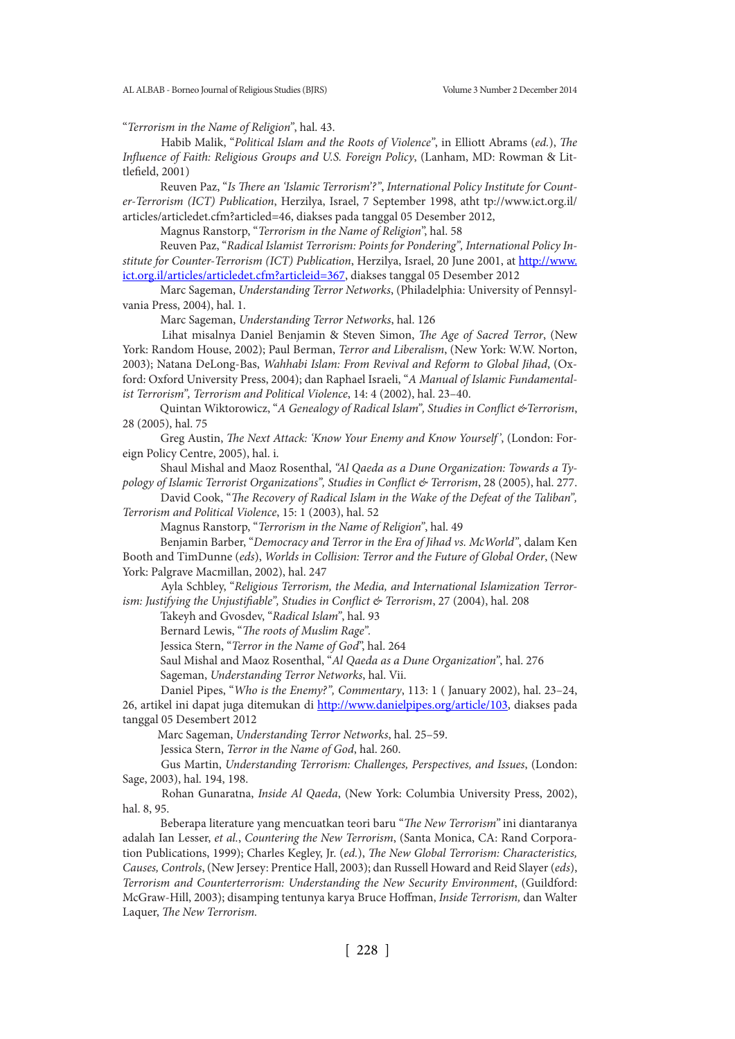"*Terrorism in the Name of Religion*", hal. 43.

Habib Malik, "*Political Islam and the Roots of Violence*", in Elliott Abrams (*ed.*), *The Influence of Faith: Religious Groups and U.S. Foreign Policy*, (Lanham, MD: Rowman & Littlefield, 2001)

Reuven Paz, "*Is There an 'Islamic Terrorism'?*", *International Policy Institute for Counter-Terrorism (ICT) Publication*, Herzilya, Israel, 7 September 1998, atht tp://www.ict.org.il/articles/articledet.cfm?articled=46, diakses pada tanggal 05 Desember 2012,

Magnus Ranstorp, "*Terrorism in the Name of Religion*", hal. 58

Reuven Paz, "*Radical Islamist Terrorism: Points for Pondering*", *International Policy Institute for Counter-Terrorism (ICT) Publication*, Herzilya, Israel, 20 June 2001, at http://www.ict.org.il/articles/articledet.cfm?articleid=367, diakses tanggal 05 Desember 2012

Marc Sageman, *Understanding Terror Networks*, (Philadelphia: University of Pennsylvania Press, 2004), hal. 1.

Marc Sageman, *Understanding Terror Networks*, hal. 126

Lihat misalnya Daniel Benjamin & Steven Simon, *The Age of Sacred Terror*, (New York: Random House, 2002); Paul Berman, *Terror and Liberalism*, (New York: W.W. Norton, 2003); Natana DeLong-Bas, *Wahhabi Islam: From Revival and Reform to Global Jihad*, (Oxford: Oxford University Press, 2004); dan Raphael Israeli, "*A Manual of Islamic Fundamentalist Terrorism*", *Terrorism and Political Violence*, 14: 4 (2002), hal. 23–40.

Quintan Wiktorowicz, "*A Genealogy of Radical Islam*", *Studies in Conflict &Terrorism*, 28 (2005), hal. 75

Greg Austin, *The Next Attack: 'Know Your Enemy and Know Yourself'*, (London: Foreign Policy Centre, 2005), hal. i.

Shaul Mishal and Maoz Rosenthal, *"Al Qaeda as a Dune Organization: Towards a Typology of Islamic Terrorist Organizations"*, *Studies in Conflict & Terrorism*, 28 (2005), hal. 277.

David Cook, "*The Recovery of Radical Islam in the Wake of the Defeat of the Taliban*", *Terrorism and Political Violence*, 15: 1 (2003), hal. 52

Magnus Ranstorp, "*Terrorism in the Name of Religion*", hal. 49

Benjamin Barber, "*Democracy and Terror in the Era of Jihad vs. McWorld*", dalam Ken Booth and TimDunne (*eds*), *Worlds in Collision: Terror and the Future of Global Order*, (New York: Palgrave Macmillan, 2002), hal. 247

Ayla Schbley, "*Religious Terrorism, the Media, and International Islamization Terrorism: Justifying the Unjustifiable*", *Studies in Conflict & Terrorism*, 27 (2004), hal. 208

Takeyh and Gvosdev, "*Radical Islam*", hal. 93

Bernard Lewis, "*The roots of Muslim Rage*".

Jessica Stern, "*Terror in the Name of God*", hal. 264

Saul Mishal and Maoz Rosenthal, "*Al Qaeda as a Dune Organization*", hal. 276

Sageman, *Understanding Terror Networks*, hal. Vii.

Daniel Pipes, "*Who is the Enemy?*", *Commentary*, 113: 1 ( January 2002), hal. 23–24, 26, artikel ini dapat juga ditemukan di http://www.danielpipes.org/article/103, diakses pada tanggal 05 Desembert 2012

Marc Sageman, *Understanding Terror Networks*, hal. 25–59.

Jessica Stern, *Terror in the Name of God*, hal. 260.

Gus Martin, *Understanding Terrorism: Challenges, Perspectives, and Issues*, (London: Sage, 2003), hal. 194, 198.

Rohan Gunaratna, *Inside Al Qaeda*, (New York: Columbia University Press, 2002), hal. 8, 95.

Beberapa literature yang mencuatkan teori baru "*The New Terrorism*" ini diantaranya adalah Ian Lesser, *et al.*, *Countering the New Terrorism*, (Santa Monica, CA: Rand Corporation Publications, 1999); Charles Kegley, Jr. (*ed.*), *The New Global Terrorism: Characteristics, Causes, Controls*, (New Jersey: Prentice Hall, 2003); dan Russell Howard and Reid Slayer (*eds*), *Terrorism and Counterterrorism: Understanding the New Security Environment*, (Guildford: McGraw-Hill, 2003); disamping tentunya karya Bruce Hoffman, *Inside Terrorism,* dan Walter Laquer, *The New Terrorism.*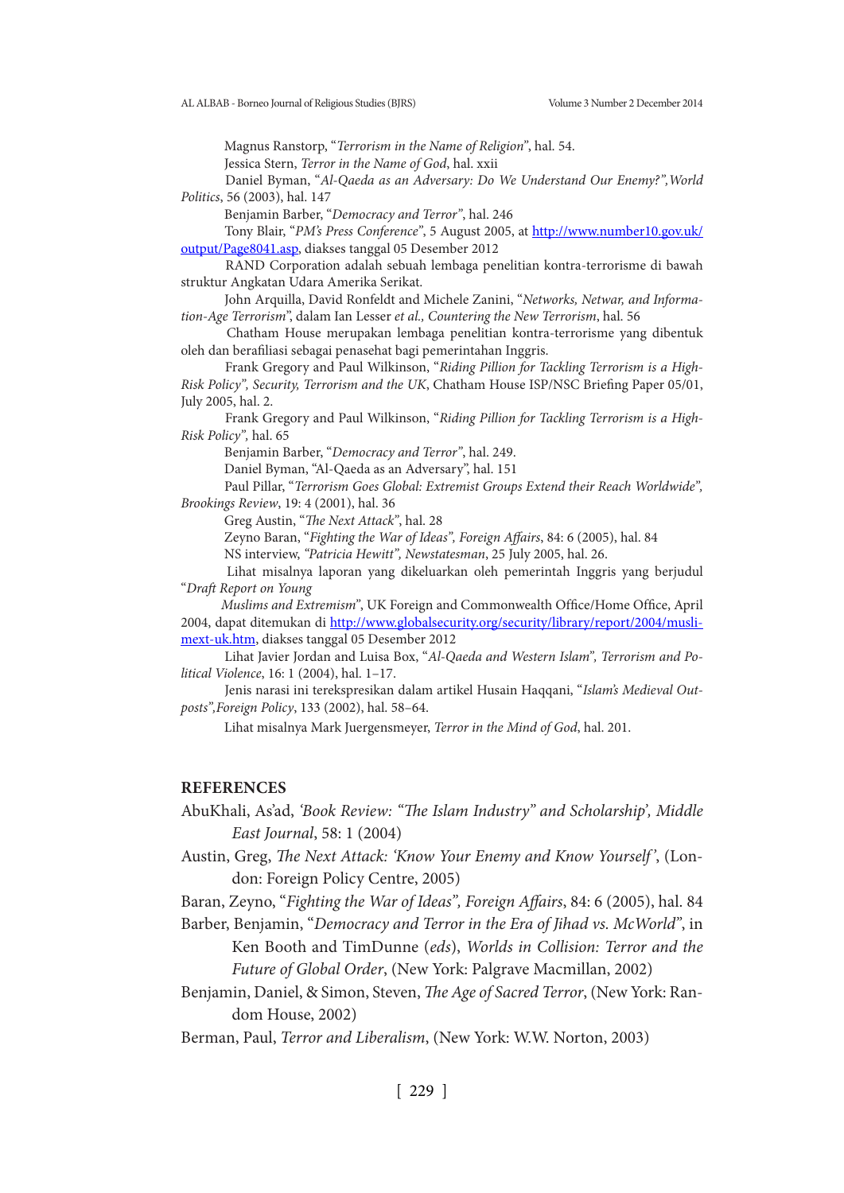Magnus Ranstorp, "*Terrorism in the Name of Religion*", hal. 54.

Jessica Stern, *Terror in the Name of God*, hal. xxii

Daniel Byman, "*Al-Qaeda as an Adversary: Do We Understand Our Enemy?",World Politics*, 56 (2003), hal. 147

Benjamin Barber, "*Democracy and Terror*", hal. 246

Tony Blair, "*PM's Press Conference*", 5 August 2005, at http://www.number10.gov.uk/output/Page8041.asp, diakses tanggal 05 Desember 2012

RAND Corporation adalah sebuah lembaga penelitian kontra-terrorisme di bawah struktur Angkatan Udara Amerika Serikat.

John Arquilla, David Ronfeldt and Michele Zanini, "*Networks, Netwar, and Information-Age Terrorism*", dalam Ian Lesser *et al., Countering the New Terrorism*, hal. 56

Chatham House merupakan lembaga penelitian kontra-terrorisme yang dibentuk oleh dan berafiliasi sebagai penasehat bagi pemerintahan Inggris.

Frank Gregory and Paul Wilkinson, "*Riding Pillion for Tackling Terrorism is a High-Risk Policy", Security, Terrorism and the UK*, Chatham House ISP/NSC Briefing Paper 05/01, July 2005, hal. 2.

Frank Gregory and Paul Wilkinson, "*Riding Pillion for Tackling Terrorism is a High-Risk Policy",* hal. 65

Benjamin Barber, "*Democracy and Terror*", hal. 249.

Daniel Byman, "Al-Qaeda as an Adversary", hal. 151

Paul Pillar, "*Terrorism Goes Global: Extremist Groups Extend their Reach Worldwide", Brookings Review*, 19: 4 (2001), hal. 36

Greg Austin, "*The Next Attack*", hal. 28

Zeyno Baran, "*Fighting the War of Ideas", Foreign Affairs*, 84: 6 (2005), hal. 84

NS interview, *"Patricia Hewitt", Newstatesman*, 25 July 2005, hal. 26.

Lihat misalnya laporan yang dikeluarkan oleh pemerintah Inggris yang berjudul "*Draft Report on Young*

*Muslims and Extremism*", UK Foreign and Commonwealth Office/Home Office, April 2004, dapat ditemukan di http://www.globalsecurity.org/security/library/report/2004/muslimext-uk.htm, diakses tanggal 05 Desember 2012

Lihat Javier Jordan and Luisa Box, "*Al-Qaeda and Western Islam", Terrorism and Political Violence*, 16: 1 (2004), hal. 1–17.

Jenis narasi ini terekspresikan dalam artikel Husain Haqqani, "*Islam's Medieval Outposts",Foreign Policy*, 133 (2002), hal. 58–64.

Lihat misalnya Mark Juergensmeyer, *Terror in the Mind of God*, hal. 201.

## REFERENCES

AbuKhali, As'ad, *'Book Review: "The Islam Industry" and Scholarship', Middle East Journal*, 58: 1 (2004)

Austin, Greg, *The Next Attack: 'Know Your Enemy and Know Yourself'*, (London: Foreign Policy Centre, 2005)

Baran, Zeyno, "*Fighting the War of Ideas", Foreign Affairs*, 84: 6 (2005), hal. 84

Barber, Benjamin, "*Democracy and Terror in the Era of Jihad vs. McWorld*", in Ken Booth and TimDunne (*eds*), *Worlds in Collision: Terror and the Future of Global Order*, (New York: Palgrave Macmillan, 2002)

Benjamin, Daniel, & Simon, Steven, *The Age of Sacred Terror*, (New York: Random House, 2002)

Berman, Paul, *Terror and Liberalism*, (New York: W.W. Norton, 2003)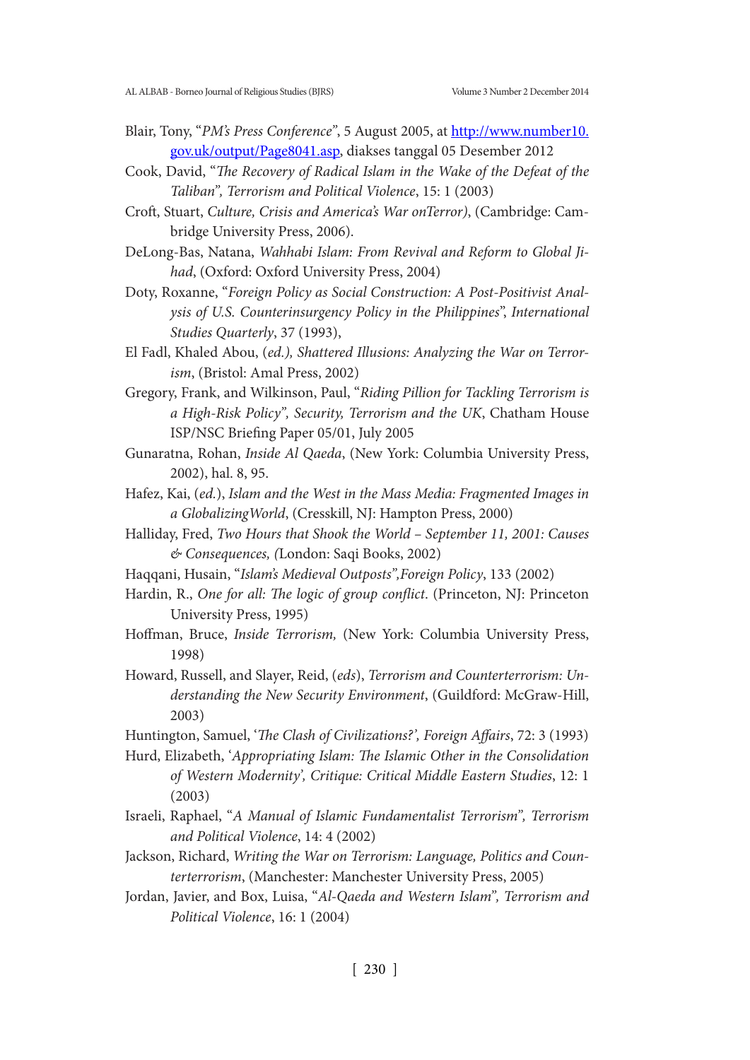Blair, Tony, "*PM's Press Conference*", 5 August 2005, at [http://www.number10.gov.uk/output/Page8041.asp](http://www.number10.gov.uk/output/Page8041.asp), diakses tanggal 05 Desember 2012

Cook, David, "*The Recovery of Radical Islam in the Wake of the Defeat of the Taliban", Terrorism and Political Violence*, 15: 1 (2003)

Croft, Stuart, *Culture, Crisis and America's War onTerror)*, (Cambridge: Cambridge University Press, 2006).

DeLong-Bas, Natana, *Wahhabi Islam: From Revival and Reform to Global Jihad*, (Oxford: Oxford University Press, 2004)

Doty, Roxanne, "*Foreign Policy as Social Construction: A Post-Positivist Analysis of U.S. Counterinsurgency Policy in the Philippines*", *International Studies Quarterly*, 37 (1993),

El Fadl, Khaled Abou, (*ed.), Shattered Illusions: Analyzing the War on Terrorism*, (Bristol: Amal Press, 2002)

Gregory, Frank, and Wilkinson, Paul, "*Riding Pillion for Tackling Terrorism is a High-Risk Policy", Security, Terrorism and the UK*, Chatham House ISP/NSC Briefing Paper 05/01, July 2005

Gunaratna, Rohan, *Inside Al Qaeda*, (New York: Columbia University Press, 2002), hal. 8, 95.

Hafez, Kai, (*ed.*), *Islam and the West in the Mass Media: Fragmented Images in a GlobalizingWorld*, (Cresskill, NJ: Hampton Press, 2000)

Halliday, Fred, *Two Hours that Shook the World – September 11, 2001: Causes & Consequences, (*London: Saqi Books, 2002)

Haqqani, Husain, "*Islam's Medieval Outposts",Foreign Policy*, 133 (2002)

Hardin, R., *One for all: The logic of group conflict*. (Princeton, NJ: Princeton University Press, 1995)

Hoffman, Bruce, *Inside Terrorism,* (New York: Columbia University Press, 1998)

Howard, Russell, and Slayer, Reid, (*eds*), *Terrorism and Counterterrorism: Understanding the New Security Environment*, (Guildford: McGraw-Hill, 2003)

Huntington, Samuel, '*The Clash of Civilizations?', Foreign Affairs*, 72: 3 (1993)

Hurd, Elizabeth, '*Appropriating Islam: The Islamic Other in the Consolidation of Western Modernity', Critique: Critical Middle Eastern Studies*, 12: 1 (2003)

Israeli, Raphael, "*A Manual of Islamic Fundamentalist Terrorism", Terrorism and Political Violence*, 14: 4 (2002)

Jackson, Richard, *Writing the War on Terrorism: Language, Politics and Counterterrorism*, (Manchester: Manchester University Press, 2005)

Jordan, Javier, and Box, Luisa, "*Al-Qaeda and Western Islam", Terrorism and Political Violence*, 16: 1 (2004)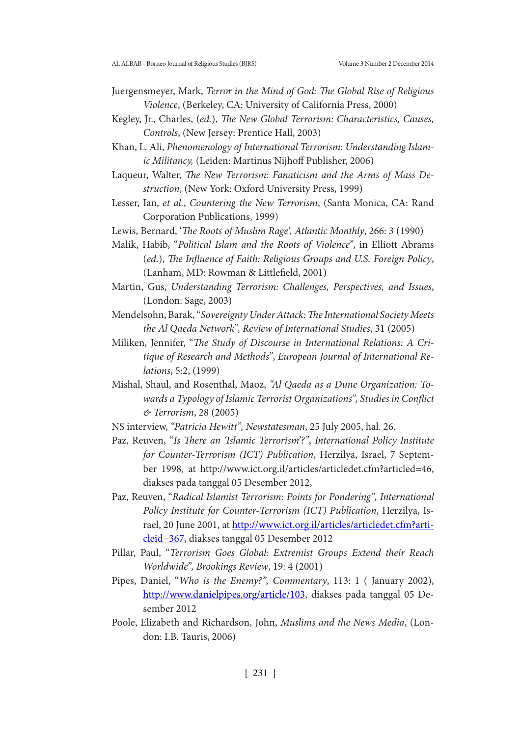Juergensmeyer, Mark, *Terror in the Mind of God: The Global Rise of Religious Violence*, (Berkeley, CA: University of California Press, 2000)

Kegley, Jr., Charles, (*ed.*), *The New Global Terrorism: Characteristics, Causes, Controls*, (New Jersey: Prentice Hall, 2003)

Khan, L. Ali, *Phenomenology of International Terrorism: Understanding Islamic Militancy,* (Leiden: Martinus Nijhoff Publisher, 2006)

Laqueur, Walter, *The New Terrorism: Fanaticism and the Arms of Mass Destruction*, (New York: Oxford University Press, 1999)

Lesser, Ian, *et al.*, *Countering the New Terrorism*, (Santa Monica, CA: Rand Corporation Publications, 1999)

Lewis, Bernard, '*The Roots of Muslim Rage', Atlantic Monthly*, 266: 3 (1990)

Malik, Habib, "*Political Islam and the Roots of Violence*", in Elliott Abrams (*ed.*), *The Influence of Faith: Religious Groups and U.S. Foreign Policy*, (Lanham, MD: Rowman & Littlefield, 2001)

Martin, Gus, *Understanding Terrorism: Challenges, Perspectives, and Issues*, (London: Sage, 2003)

Mendelsohn, Barak, "*Sovereignty Under Attack: The International Society Meets the Al Qaeda Network", Review of International Studies*, 31 (2005)

Miliken, Jennifer, "*The Study of Discourse in International Relations: A Critique of Research and Methods*", *European Journal of International Relations*, 5:2, (1999)

Mishal, Shaul, and Rosenthal, Maoz, *"Al Qaeda as a Dune Organization: Towards a Typology of Islamic Terrorist Organizations", Studies in Conflict & Terrorism*, 28 (2005)

NS interview, *"Patricia Hewitt", Newstatesman*, 25 July 2005, hal. 26.

Paz, Reuven, "*Is There an 'Islamic Terrorism'?"*, *International Policy Institute for Counter-Terrorism (ICT) Publication*, Herzilya, Israel, 7 September 1998, at http://www.ict.org.il/articles/articledet.cfm?articled=46, diakses pada tanggal 05 Desember 2012,

Paz, Reuven, "*Radical Islamist Terrorism: Points for Pondering", International Policy Institute for Counter-Terrorism (ICT) Publication*, Herzilya, Israel, 20 June 2001, at http://www.ict.org.il/articles/articledet.cfm?articleid=367, diakses tanggal 05 Desember 2012

Pillar, Paul, "*Terrorism Goes Global: Extremist Groups Extend their Reach Worldwide", Brookings Review*, 19: 4 (2001)

Pipes, Daniel, "*Who is the Enemy?", Commentary*, 113: 1 ( January 2002), http://www.danielpipes.org/article/103, diakses pada tanggal 05 Desember 2012

Poole, Elizabeth and Richardson, John, *Muslims and the News Media*, (London: I.B. Tauris, 2006)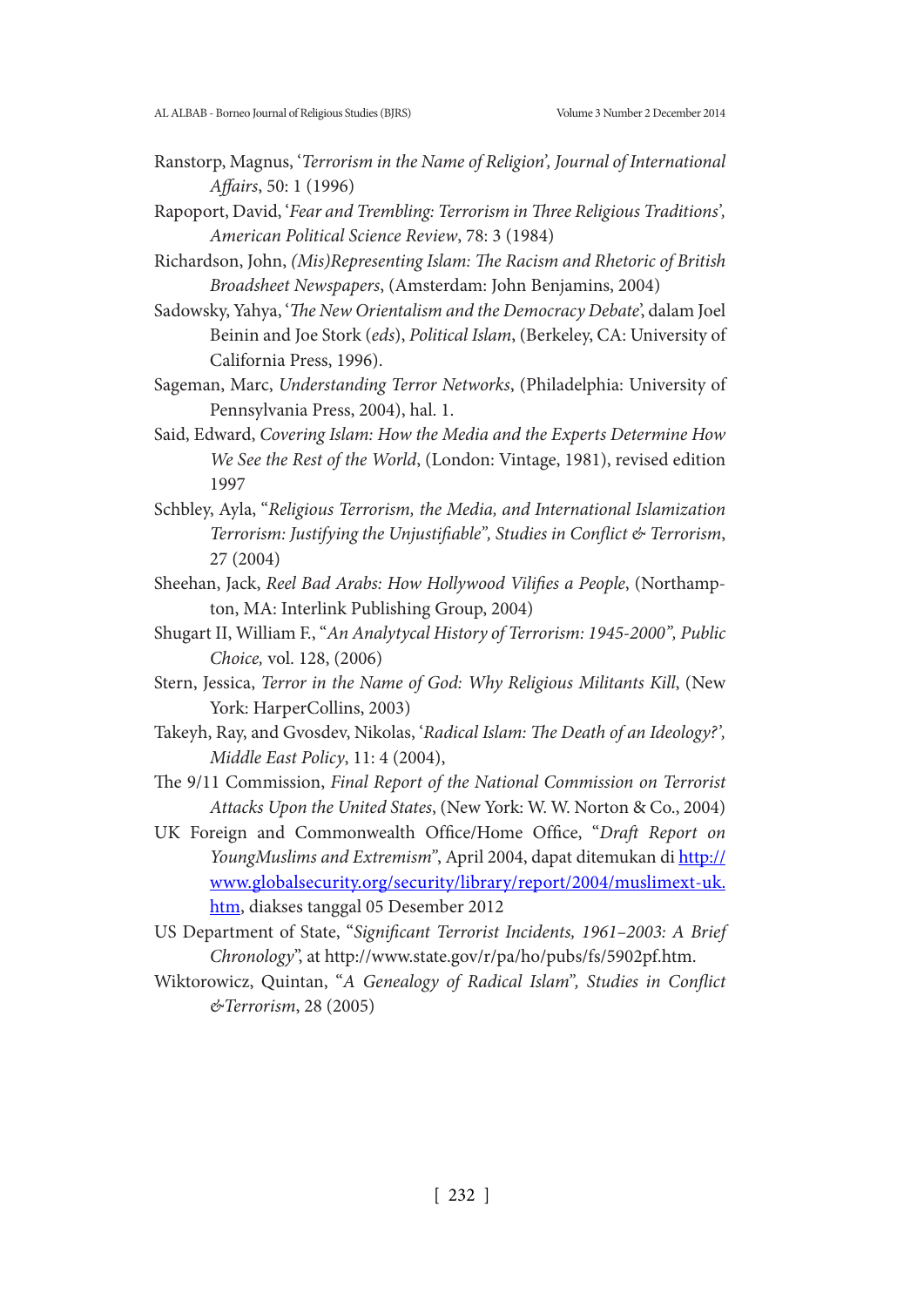Ranstorp, Magnus, '*Terrorism in the Name of Religion', Journal of International Affairs*, 50: 1 (1996)

Rapoport, David, '*Fear and Trembling: Terrorism in Three Religious Traditions', American Political Science Review*, 78: 3 (1984)

Richardson, John, *(Mis)Representing Islam: The Racism and Rhetoric of British Broadsheet Newspapers*, (Amsterdam: John Benjamins, 2004)

Sadowsky, Yahya, '*The New Orientalism and the Democracy Debate*', dalam Joel Beinin and Joe Stork (*eds*), *Political Islam*, (Berkeley, CA: University of California Press, 1996).

Sageman, Marc, *Understanding Terror Networks*, (Philadelphia: University of Pennsylvania Press, 2004), hal. 1.

Said, Edward, *Covering Islam: How the Media and the Experts Determine How We See the Rest of the World*, (London: Vintage, 1981), revised edition 1997

Schbley, Ayla, "*Religious Terrorism, the Media, and International Islamization Terrorism: Justifying the Unjustifiable", Studies in Conflict & Terrorism*, 27 (2004)

Sheehan, Jack, *Reel Bad Arabs: How Hollywood Vilifies a People*, (Northampton, MA: Interlink Publishing Group, 2004)

Shugart II, William F., "*An Analytycal History of Terrorism: 1945-2000", Public Choice,* vol. 128, (2006)

Stern, Jessica, *Terror in the Name of God: Why Religious Militants Kill*, (New York: HarperCollins, 2003)

Takeyh, Ray, and Gvosdev, Nikolas, '*Radical Islam: The Death of an Ideology?', Middle East Policy*, 11: 4 (2004),

The 9/11 Commission, *Final Report of the National Commission on Terrorist Attacks Upon the United States*, (New York: W. W. Norton & Co., 2004)

UK Foreign and Commonwealth Office/Home Office, "*Draft Report on YoungMuslims and Extremism*", April 2004, dapat ditemukan di http://www.globalsecurity.org/security/library/report/2004/muslimext-uk.htm, diakses tanggal 05 Desember 2012

US Department of State, "*Significant Terrorist Incidents, 1961–2003: A Brief Chronology*", at http://www.state.gov/r/pa/ho/pubs/fs/5902pf.htm.

Wiktorowicz, Quintan, "*A Genealogy of Radical Islam*", *Studies in Conflict &Terrorism*, 28 (2005)